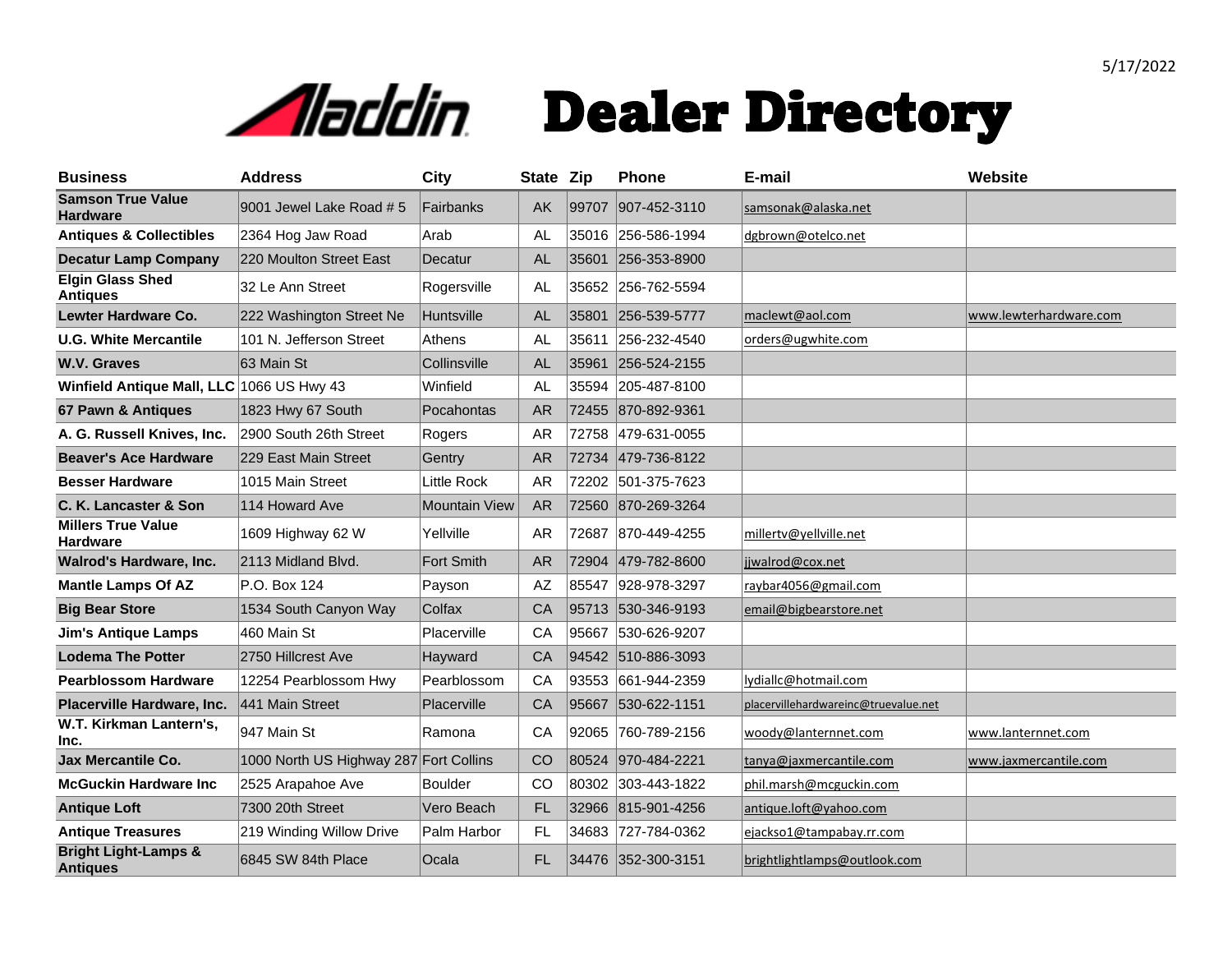5/17/2022

# Aladdin Dealer Directory

| Business | Address | City | State | Zip | Phone | E-mail | Website |
|---|---|---|---|---|---|---|---|
| **Samson True Value Hardware** | 9001 Jewel Lake Road # 5 | Fairbanks | AK | 99707 | 907-452-3110 | samsonak@alaska.net | |
| **Antiques & Collectibles** | 2364 Hog Jaw Road | Arab | AL | 35016 | 256-586-1994 | dgbrown@otelco.net | |
| **Decatur Lamp Company** | 220 Moulton Street East | Decatur | AL | 35601 | 256-353-8900 | | |
| **Elgin Glass Shed Antiques** | 32 Le Ann Street | Rogersville | AL | 35652 | 256-762-5594 | | |
| **Lewter Hardware Co.** | 222 Washington Street Ne | Huntsville | AL | 35801 | 256-539-5777 | maclewt@aol.com | www.lewterhardware.com |
| **U.G. White Mercantile** | 101 N. Jefferson Street | Athens | AL | 35611 | 256-232-4540 | orders@ugwhite.com | |
| **W.V. Graves** | 63 Main St | Collinsville | AL | 35961 | 256-524-2155 | | |
| **Winfield Antique Mall, LLC** | 1066 US Hwy 43 | Winfield | AL | 35594 | 205-487-8100 | | |
| **67 Pawn & Antiques** | 1823 Hwy 67 South | Pocahontas | AR | 72455 | 870-892-9361 | | |
| **A. G. Russell Knives, Inc.** | 2900 South 26th Street | Rogers | AR | 72758 | 479-631-0055 | | |
| **Beaver's Ace Hardware** | 229 East Main Street | Gentry | AR | 72734 | 479-736-8122 | | |
| **Besser Hardware** | 1015 Main Street | Little Rock | AR | 72202 | 501-375-7623 | | |
| **C. K. Lancaster & Son** | 114 Howard Ave | Mountain View | AR | 72560 | 870-269-3264 | | |
| **Millers True Value Hardware** | 1609 Highway 62 W | Yellville | AR | 72687 | 870-449-4255 | millertv@yellville.net | |
| **Walrod's Hardware, Inc.** | 2113 Midland Blvd. | Fort Smith | AR | 72904 | 479-782-8600 | jjwalrod@cox.net | |
| **Mantle Lamps Of AZ** | P.O. Box 124 | Payson | AZ | 85547 | 928-978-3297 | raybar4056@gmail.com | |
| **Big Bear Store** | 1534 South Canyon Way | Colfax | CA | 95713 | 530-346-9193 | email@bigbearstore.net | |
| **Jim's Antique Lamps** | 460 Main St | Placerville | CA | 95667 | 530-626-9207 | | |
| **Lodema The Potter** | 2750 Hillcrest Ave | Hayward | CA | 94542 | 510-886-3093 | | |
| **Pearblossom Hardware** | 12254 Pearblossom Hwy | Pearblossom | CA | 93553 | 661-944-2359 | lydiallc@hotmail.com | |
| **Placerville Hardware, Inc.** | 441 Main Street | Placerville | CA | 95667 | 530-622-1151 | placervillehardwareinc@truevalue.net | |
| **W.T. Kirkman Lantern's, Inc.** | 947 Main St | Ramona | CA | 92065 | 760-789-2156 | woody@lanternnet.com | www.lanternnet.com |
| **Jax Mercantile Co.** | 1000 North US Highway 287 | Fort Collins | CO | 80524 | 970-484-2221 | tanya@jaxmercantile.com | www.jaxmercantile.com |
| **McGuckin Hardware Inc** | 2525 Arapahoe Ave | Boulder | CO | 80302 | 303-443-1822 | phil.marsh@mcguckin.com | |
| **Antique Loft** | 7300 20th Street | Vero Beach | FL | 32966 | 815-901-4256 | antique.loft@yahoo.com | |
| **Antique Treasures** | 219 Winding Willow Drive | Palm Harbor | FL | 34683 | 727-784-0362 | ejackso1@tampabay.rr.com | |
| **Bright Light-Lamps & Antiques** | 6845 SW 84th Place | Ocala | FL | 34476 | 352-300-3151 | brightlightlamps@outlook.com | |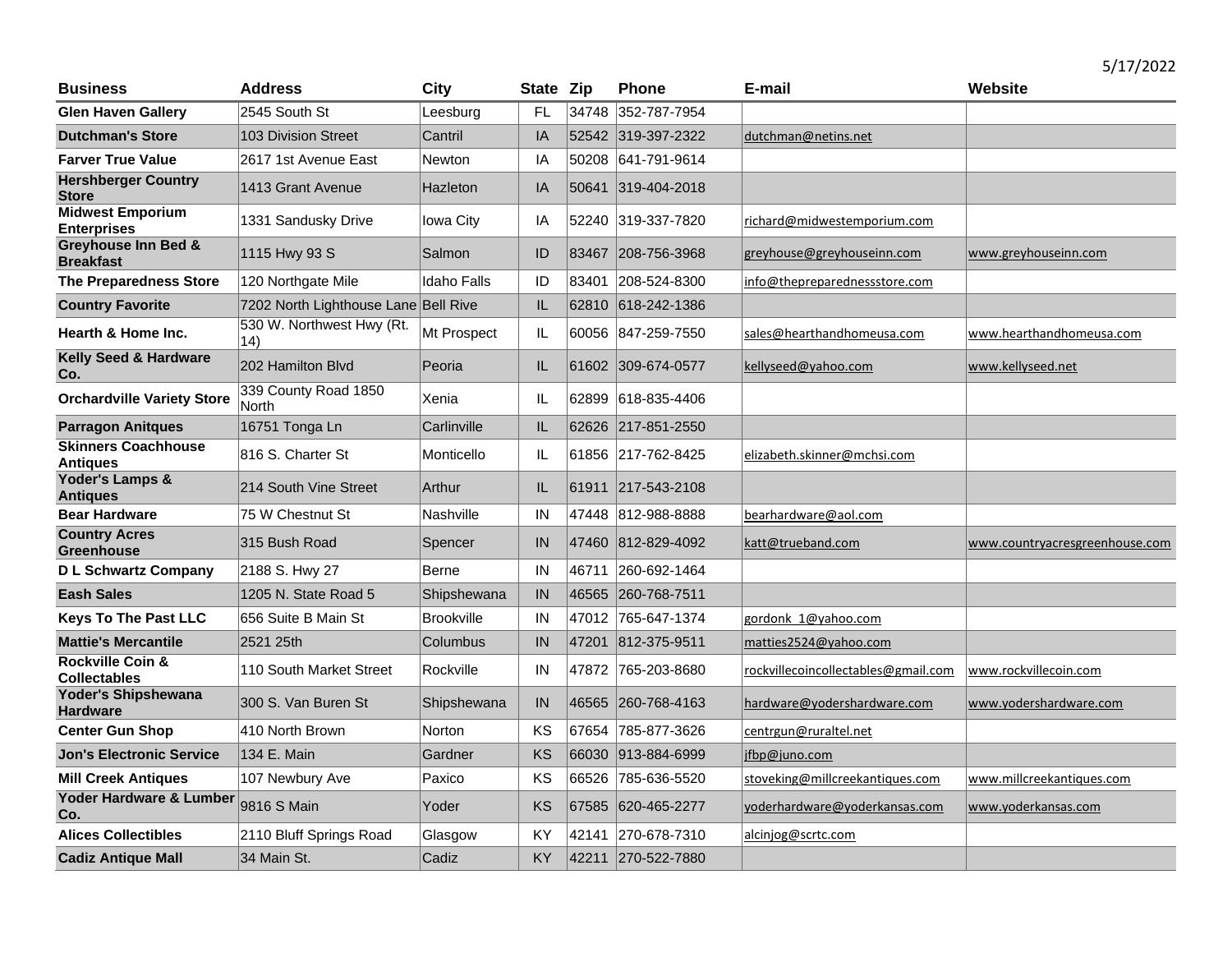5/17/2022

| Business | Address | City | State | Zip | Phone | E-mail | Website |
|---|---|---|---|---|---|---|---|
| **Glen Haven Gallery** | 2545 South St | Leesburg | FL | 34748 | 352-787-7954 | | |
| **Dutchman's Store** | 103 Division Street | Cantril | IA | 52542 | 319-397-2322 | dutchman@netins.net | |
| **Farver True Value** | 2617 1st Avenue East | Newton | IA | 50208 | 641-791-9614 | | |
| **Hershberger Country Store** | 1413 Grant Avenue | Hazleton | IA | 50641 | 319-404-2018 | | |
| **Midwest Emporium Enterprises** | 1331 Sandusky Drive | Iowa City | IA | 52240 | 319-337-7820 | richard@midwestemporium.com | |
| **Greyhouse Inn Bed & Breakfast** | 1115 Hwy 93 S | Salmon | ID | 83467 | 208-756-3968 | greyhouse@greyhouseinn.com | www.greyhouseinn.com |
| **The Preparedness Store** | 120 Northgate Mile | Idaho Falls | ID | 83401 | 208-524-8300 | info@thepreparednessstore.com | |
| **Country Favorite** | 7202 North Lighthouse Lane | Bell Rive | IL | 62810 | 618-242-1386 | | |
| **Hearth & Home Inc.** | 530 W. Northwest Hwy (Rt. 14) | Mt Prospect | IL | 60056 | 847-259-7550 | sales@hearthandhomeusa.com | www.hearthandhomeusa.com |
| **Kelly Seed & Hardware Co.** | 202 Hamilton Blvd | Peoria | IL | 61602 | 309-674-0577 | kellyseed@yahoo.com | www.kellyseed.net |
| **Orchardville Variety Store** | 339 County Road 1850 North | Xenia | IL | 62899 | 618-835-4406 | | |
| **Parragon Anitques** | 16751 Tonga Ln | Carlinville | IL | 62626 | 217-851-2550 | | |
| **Skinners Coachhouse Antiques** | 816 S. Charter St | Monticello | IL | 61856 | 217-762-8425 | elizabeth.skinner@mchsi.com | |
| **Yoder's Lamps & Antiques** | 214 South Vine Street | Arthur | IL | 61911 | 217-543-2108 | | |
| **Bear Hardware** | 75 W Chestnut St | Nashville | IN | 47448 | 812-988-8888 | bearhardware@aol.com | |
| **Country Acres Greenhouse** | 315 Bush Road | Spencer | IN | 47460 | 812-829-4092 | katt@trueband.com | www.countryacresgreenhouse.com |
| **D L Schwartz Company** | 2188 S. Hwy 27 | Berne | IN | 46711 | 260-692-1464 | | |
| **Eash Sales** | 1205 N. State Road 5 | Shipshewana | IN | 46565 | 260-768-7511 | | |
| **Keys To The Past LLC** | 656 Suite B Main St | Brookville | IN | 47012 | 765-647-1374 | gordonk_1@yahoo.com | |
| **Mattie's Mercantile** | 2521 25th | Columbus | IN | 47201 | 812-375-9511 | matties2524@yahoo.com | |
| **Rockville Coin & Collectables** | 110 South Market Street | Rockville | IN | 47872 | 765-203-8680 | rockvillecoincollectables@gmail.com | www.rockvillecoin.com |
| **Yoder's Shipshewana Hardware** | 300 S. Van Buren St | Shipshewana | IN | 46565 | 260-768-4163 | hardware@yodershardware.com | www.yodershardware.com |
| **Center Gun Shop** | 410 North Brown | Norton | KS | 67654 | 785-877-3626 | centrgun@ruraltel.net | |
| **Jon's Electronic Service** | 134 E. Main | Gardner | KS | 66030 | 913-884-6999 | jfbp@juno.com | |
| **Mill Creek Antiques** | 107 Newbury Ave | Paxico | KS | 66526 | 785-636-5520 | stoveking@millcreekantiques.com | www.millcreekantiques.com |
| **Yoder Hardware & Lumber Co.** | 9816 S Main | Yoder | KS | 67585 | 620-465-2277 | yoderhardware@yoderkansas.com | www.yoderkansas.com |
| **Alices Collectibles** | 2110 Bluff Springs Road | Glasgow | KY | 42141 | 270-678-7310 | alcinjog@scrtc.com | |
| **Cadiz Antique Mall** | 34 Main St. | Cadiz | KY | 42211 | 270-522-7880 | | |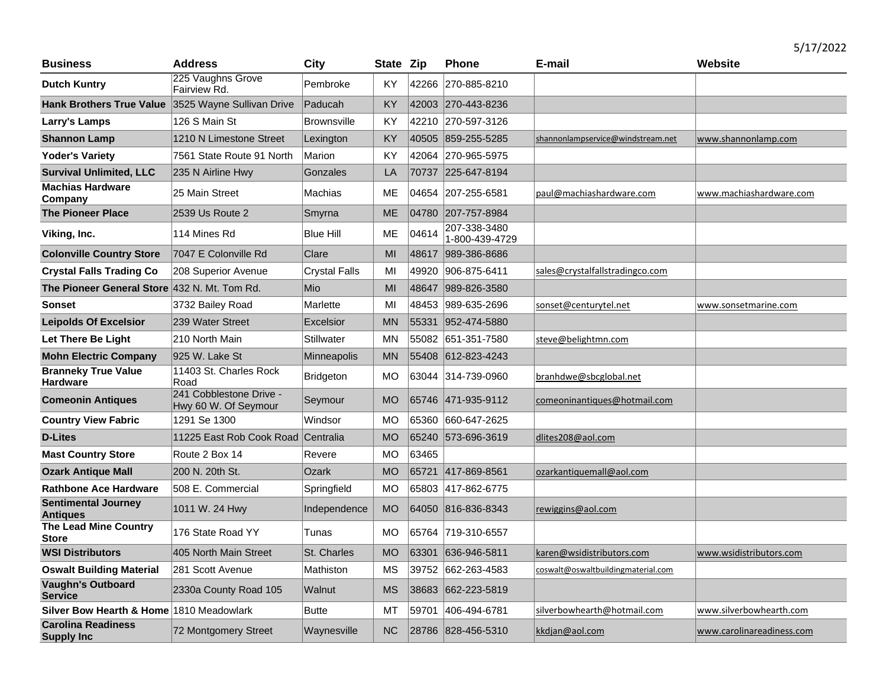5/17/2022

| Business | Address | City | State | Zip | Phone | E-mail | Website |
|---|---|---|---|---|---|---|---|
| **Dutch Kuntry** | 225 Vaughns Grove Fairview Rd. | Pembroke | KY | 42266 | 270-885-8210 | | |
| **Hank Brothers True Value** | 3525 Wayne Sullivan Drive | Paducah | KY | 42003 | 270-443-8236 | | |
| **Larry's Lamps** | 126 S Main St | Brownsville | KY | 42210 | 270-597-3126 | | |
| **Shannon Lamp** | 1210 N Limestone Street | Lexington | KY | 40505 | 859-255-5285 | shannonlampservice@windstream.net | www.shannonlamp.com |
| **Yoder's Variety** | 7561 State Route 91 North | Marion | KY | 42064 | 270-965-5975 | | |
| **Survival Unlimited, LLC** | 235 N Airline Hwy | Gonzales | LA | 70737 | 225-647-8194 | | |
| **Machias Hardware Company** | 25 Main Street | Machias | ME | 04654 | 207-255-6581 | paul@machiashardware.com | www.machiashardware.com |
| **The Pioneer Place** | 2539 Us Route 2 | Smyrna | ME | 04780 | 207-757-8984 | | |
| **Viking, Inc.** | 114 Mines Rd | Blue Hill | ME | 04614 | 207-338-3480 1-800-439-4729 | | |
| **Colonville Country Store** | 7047 E Colonville Rd | Clare | MI | 48617 | 989-386-8686 | | |
| **Crystal Falls Trading Co** | 208 Superior Avenue | Crystal Falls | MI | 49920 | 906-875-6411 | sales@crystalfallstradingco.com | |
| **The Pioneer General Store** | 432 N. Mt. Tom Rd. | Mio | MI | 48647 | 989-826-3580 | | |
| **Sonset** | 3732 Bailey Road | Marlette | MI | 48453 | 989-635-2696 | sonset@centurytel.net | www.sonsetmarine.com |
| **Leipolds Of Excelsior** | 239 Water Street | Excelsior | MN | 55331 | 952-474-5880 | | |
| **Let There Be Light** | 210 North Main | Stillwater | MN | 55082 | 651-351-7580 | steve@belightmn.com | |
| **Mohn Electric Company** | 925 W. Lake St | Minneapolis | MN | 55408 | 612-823-4243 | | |
| **Branneky True Value Hardware** | 11403 St. Charles Rock Road | Bridgeton | MO | 63044 | 314-739-0960 | branhdwe@sbcglobal.net | |
| **Comeonin Antiques** | 241 Cobblestone Drive - Hwy 60 W. Of Seymour | Seymour | MO | 65746 | 471-935-9112 | comeoninantiques@hotmail.com | |
| **Country View Fabric** | 1291 Se 1300 | Windsor | MO | 65360 | 660-647-2625 | | |
| **D-Lites** | 11225 East Rob Cook Road | Centralia | MO | 65240 | 573-696-3619 | dlites208@aol.com | |
| **Mast Country Store** | Route 2 Box 14 | Revere | MO | 63465 | | | |
| **Ozark Antique Mall** | 200 N. 20th St. | Ozark | MO | 65721 | 417-869-8561 | ozarkantiquemall@aol.com | |
| **Rathbone Ace Hardware** | 508 E. Commercial | Springfield | MO | 65803 | 417-862-6775 | | |
| **Sentimental Journey Antiques** | 1011 W. 24 Hwy | Independence | MO | 64050 | 816-836-8343 | rewiggins@aol.com | |
| **The Lead Mine Country Store** | 176 State Road YY | Tunas | MO | 65764 | 719-310-6557 | | |
| **WSI Distributors** | 405 North Main Street | St. Charles | MO | 63301 | 636-946-5811 | karen@wsidistributors.com | www.wsidistributors.com |
| **Oswalt Building Material** | 281 Scott Avenue | Mathiston | MS | 39752 | 662-263-4583 | coswalt@oswaltbuildingmaterial.com | |
| **Vaughn's Outboard Service** | 2330a County Road 105 | Walnut | MS | 38683 | 662-223-5819 | | |
| **Silver Bow Hearth & Home** | 1810 Meadowlark | Butte | MT | 59701 | 406-494-6781 | silverbowhearth@hotmail.com | www.silverbowhearth.com |
| **Carolina Readiness Supply Inc** | 72 Montgomery Street | Waynesville | NC | 28786 | 828-456-5310 | kkdjan@aol.com | www.carolinareadiness.com |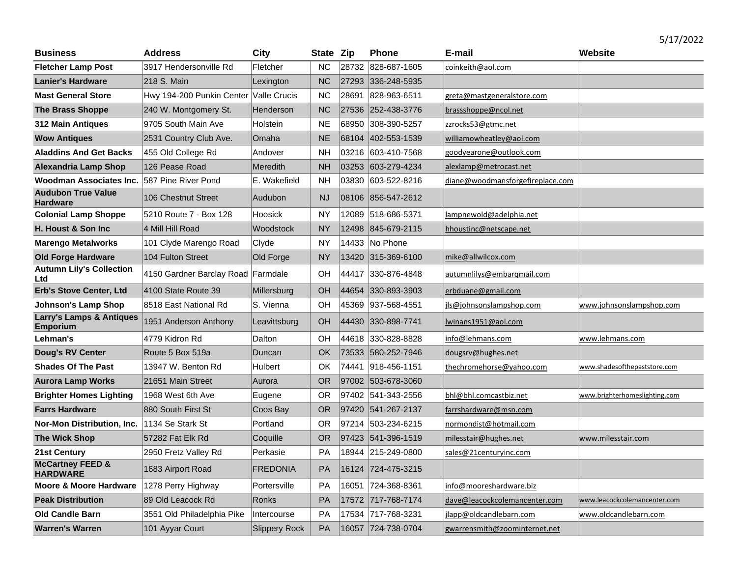5/17/2022

| Business | Address | City | State | Zip | Phone | E-mail | Website |
|---|---|---|---|---|---|---|---|
| **Fletcher Lamp Post** | 3917 Hendersonville Rd | Fletcher | NC | 28732 | 828-687-1605 | coinkeith@aol.com | |
| **Lanier's Hardware** | 218 S. Main | Lexington | NC | 27293 | 336-248-5935 | | |
| **Mast General Store** | Hwy 194-200 Punkin Center | Valle Crucis | NC | 28691 | 828-963-6511 | greta@mastgeneralstore.com | |
| **The Brass Shoppe** | 240 W. Montgomery St. | Henderson | NC | 27536 | 252-438-3776 | brassshoppe@ncol.net | |
| **312 Main Antiques** | 9705 South Main Ave | Holstein | NE | 68950 | 308-390-5257 | zzrocks53@gtmc.net | |
| **Wow Antiques** | 2531 Country Club Ave. | Omaha | NE | 68104 | 402-553-1539 | williamowheatley@aol.com | |
| **Aladdins And Get Backs** | 455 Old College Rd | Andover | NH | 03216 | 603-410-7568 | goodyearone@outlook.com | |
| **Alexandria Lamp Shop** | 126 Pease Road | Meredith | NH | 03253 | 603-279-4234 | alexlamp@metrocast.net | |
| **Woodman Associates Inc.** | 587 Pine River Pond | E. Wakefield | NH | 03830 | 603-522-8216 | diane@woodmansforgefireplace.com | |
| **Audubon True Value Hardware** | 106 Chestnut Street | Audubon | NJ | 08106 | 856-547-2612 | | |
| **Colonial Lamp Shoppe** | 5210 Route 7 - Box 128 | Hoosick | NY | 12089 | 518-686-5371 | lampnewold@adelphia.net | |
| **H. Houst & Son Inc** | 4 Mill Hill Road | Woodstock | NY | 12498 | 845-679-2115 | hhoustinc@netscape.net | |
| **Marengo Metalworks** | 101 Clyde Marengo Road | Clyde | NY | 14433 | No Phone | | |
| **Old Forge Hardware** | 104 Fulton Street | Old Forge | NY | 13420 | 315-369-6100 | mike@allwilcox.com | |
| **Autumn Lily's Collection Ltd** | 4150 Gardner Barclay Road | Farmdale | OH | 44417 | 330-876-4848 | autumnlilys@embarqmail.com | |
| **Erb's Stove Center, Ltd** | 4100 State Route 39 | Millersburg | OH | 44654 | 330-893-3903 | erbduane@gmail.com | |
| **Johnson's Lamp Shop** | 8518 East National Rd | S. Vienna | OH | 45369 | 937-568-4551 | jls@johnsonslampshop.com | www.johnsonslampshop.com |
| **Larry's Lamps & Antiques Emporium** | 1951 Anderson Anthony | Leavittsburg | OH | 44430 | 330-898-7741 | lwinans1951@aol.com | |
| **Lehman's** | 4779 Kidron Rd | Dalton | OH | 44618 | 330-828-8828 | info@lehmans.com | www.lehmans.com |
| **Doug's RV Center** | Route 5 Box 519a | Duncan | OK | 73533 | 580-252-7946 | dougsrv@hughes.net | |
| **Shades Of The Past** | 13947 W. Benton Rd | Hulbert | OK | 74441 | 918-456-1151 | thechromehorse@yahoo.com | www.shadesofthepaststore.com |
| **Aurora Lamp Works** | 21651 Main Street | Aurora | OR | 97002 | 503-678-3060 | | |
| **Brighter Homes Lighting** | 1968 West 6th Ave | Eugene | OR | 97402 | 541-343-2556 | bhl@bhl.comcastbiz.net | www.brighterhomeslighting.com |
| **Farrs Hardware** | 880 South First St | Coos Bay | OR | 97420 | 541-267-2137 | farrshardware@msn.com | |
| **Nor-Mon Distribution, Inc.** | 1134 Se Stark St | Portland | OR | 97214 | 503-234-6215 | normondist@hotmail.com | |
| **The Wick Shop** | 57282 Fat Elk Rd | Coquille | OR | 97423 | 541-396-1519 | milesstair@hughes.net | www.milesstair.com |
| **21st Century** | 2950 Fretz Valley Rd | Perkasie | PA | 18944 | 215-249-0800 | sales@21centuryinc.com | |
| **McCartney FEED & HARDWARE** | 1683 Airport Road | FREDONIA | PA | 16124 | 724-475-3215 | | |
| **Moore & Moore Hardware** | 1278 Perry Highway | Portersville | PA | 16051 | 724-368-8361 | info@mooreshardware.biz | |
| **Peak Distribution** | 89 Old Leacock Rd | Ronks | PA | 17572 | 717-768-7174 | dave@leacockcolemancenter.com | www.leacockcolemancenter.com |
| **Old Candle Barn** | 3551 Old Philadelphia Pike | Intercourse | PA | 17534 | 717-768-3231 | jlapp@oldcandlebarn.com | www.oldcandlebarn.com |
| **Warren's Warren** | 101 Ayyar Court | Slippery Rock | PA | 16057 | 724-738-0704 | gwarrensmith@zoominternet.net | |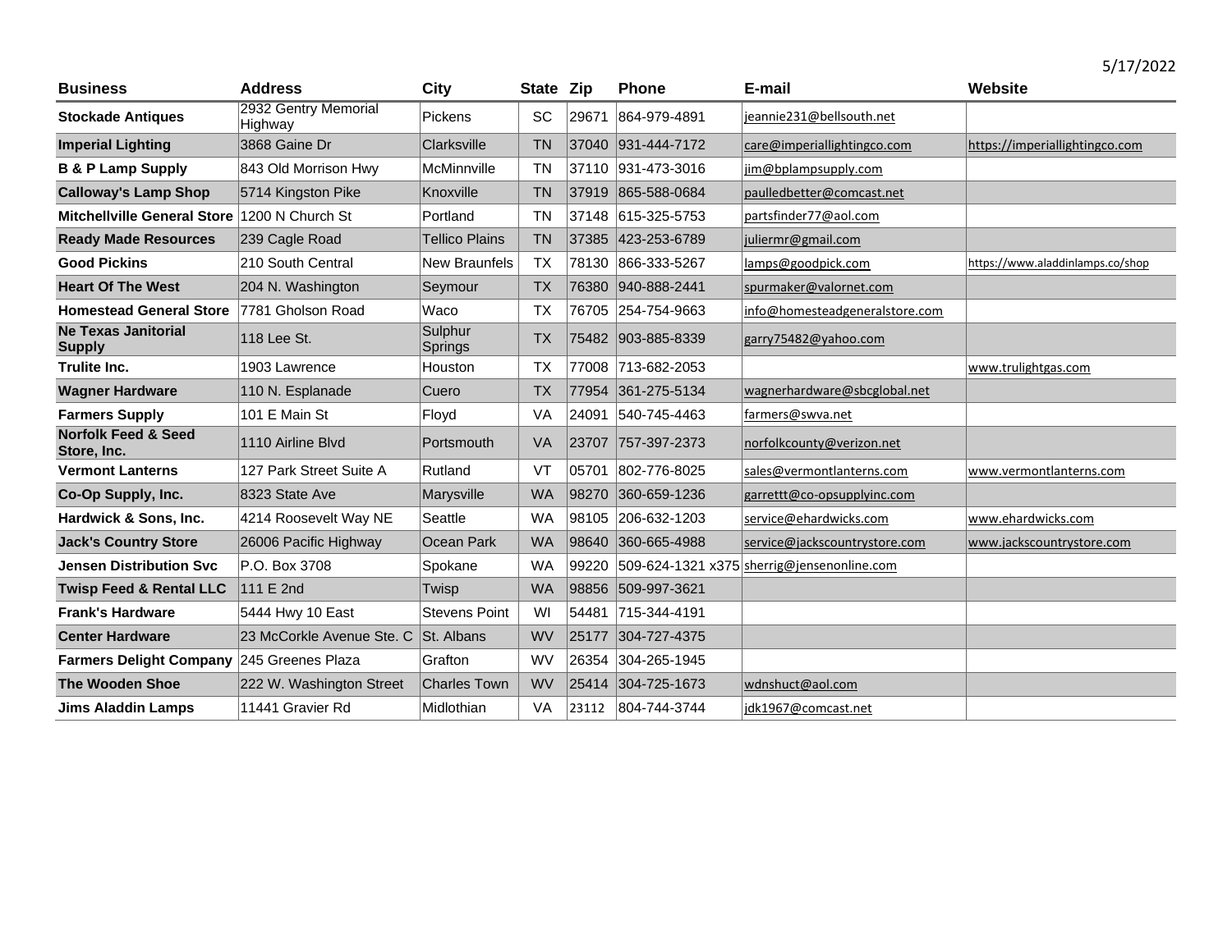5/17/2022

| Business | Address | City | State | Zip | Phone | E-mail | Website |
|---|---|---|---|---|---|---|---|
| **Stockade Antiques** | 2932 Gentry Memorial Highway | Pickens | SC | 29671 | 864-979-4891 | jeannie231@bellsouth.net | |
| **Imperial Lighting** | 3868 Gaine Dr | Clarksville | TN | 37040 | 931-444-7172 | care@imperiallightingco.com | https://imperiallightingco.com |
| **B & P Lamp Supply** | 843 Old Morrison Hwy | McMinnville | TN | 37110 | 931-473-3016 | jim@bplampsupply.com | |
| **Calloway's Lamp Shop** | 5714 Kingston Pike | Knoxville | TN | 37919 | 865-588-0684 | paulledbetter@comcast.net | |
| **Mitchellville General Store** | 1200 N Church St | Portland | TN | 37148 | 615-325-5753 | partsfinder77@aol.com | |
| **Ready Made Resources** | 239 Cagle Road | Tellico Plains | TN | 37385 | 423-253-6789 | juliermr@gmail.com | |
| **Good Pickins** | 210 South Central | New Braunfels | TX | 78130 | 866-333-5267 | lamps@goodpick.com | https://www.aladdinlamps.co/shop |
| **Heart Of The West** | 204 N. Washington | Seymour | TX | 76380 | 940-888-2441 | spurmaker@valornet.com | |
| **Homestead General Store** | 7781 Gholson Road | Waco | TX | 76705 | 254-754-9663 | info@homesteadgeneralstore.com | |
| **Ne Texas Janitorial Supply** | 118 Lee St. | Sulphur Springs | TX | 75482 | 903-885-8339 | garry75482@yahoo.com | |
| **Trulite Inc.** | 1903 Lawrence | Houston | TX | 77008 | 713-682-2053 | | www.trulightgas.com |
| **Wagner Hardware** | 110 N. Esplanade | Cuero | TX | 77954 | 361-275-5134 | wagnerhardware@sbcglobal.net | |
| **Farmers Supply** | 101 E Main St | Floyd | VA | 24091 | 540-745-4463 | farmers@swva.net | |
| **Norfolk Feed & Seed Store, Inc.** | 1110 Airline Blvd | Portsmouth | VA | 23707 | 757-397-2373 | norfolkcounty@verizon.net | |
| **Vermont Lanterns** | 127 Park Street Suite A | Rutland | VT | 05701 | 802-776-8025 | sales@vermontlanterns.com | www.vermontlanterns.com |
| **Co-Op Supply, Inc.** | 8323 State Ave | Marysville | WA | 98270 | 360-659-1236 | garrettt@co-opsupplyinc.com | |
| **Hardwick & Sons, Inc.** | 4214 Roosevelt Way NE | Seattle | WA | 98105 | 206-632-1203 | service@ehardwicks.com | www.ehardwicks.com |
| **Jack's Country Store** | 26006 Pacific Highway | Ocean Park | WA | 98640 | 360-665-4988 | service@jackscountrystore.com | www.jackscountrystore.com |
| **Jensen Distribution Svc** | P.O. Box 3708 | Spokane | WA | 99220 | 509-624-1321 x375 | sherrig@jensenonline.com | |
| **Twisp Feed & Rental LLC** | 111 E 2nd | Twisp | WA | 98856 | 509-997-3621 | | |
| **Frank's Hardware** | 5444 Hwy 10 East | Stevens Point | WI | 54481 | 715-344-4191 | | |
| **Center Hardware** | 23 McCorkle Avenue Ste. C | St. Albans | WV | 25177 | 304-727-4375 | | |
| **Farmers Delight Company** | 245 Greenes Plaza | Grafton | WV | 26354 | 304-265-1945 | | |
| **The Wooden Shoe** | 222 W. Washington Street | Charles Town | WV | 25414 | 304-725-1673 | wdnshuct@aol.com | |
| **Jims Aladdin Lamps** | 11441 Gravier Rd | Midlothian | VA | 23112 | 804-744-3744 | jdk1967@comcast.net | |